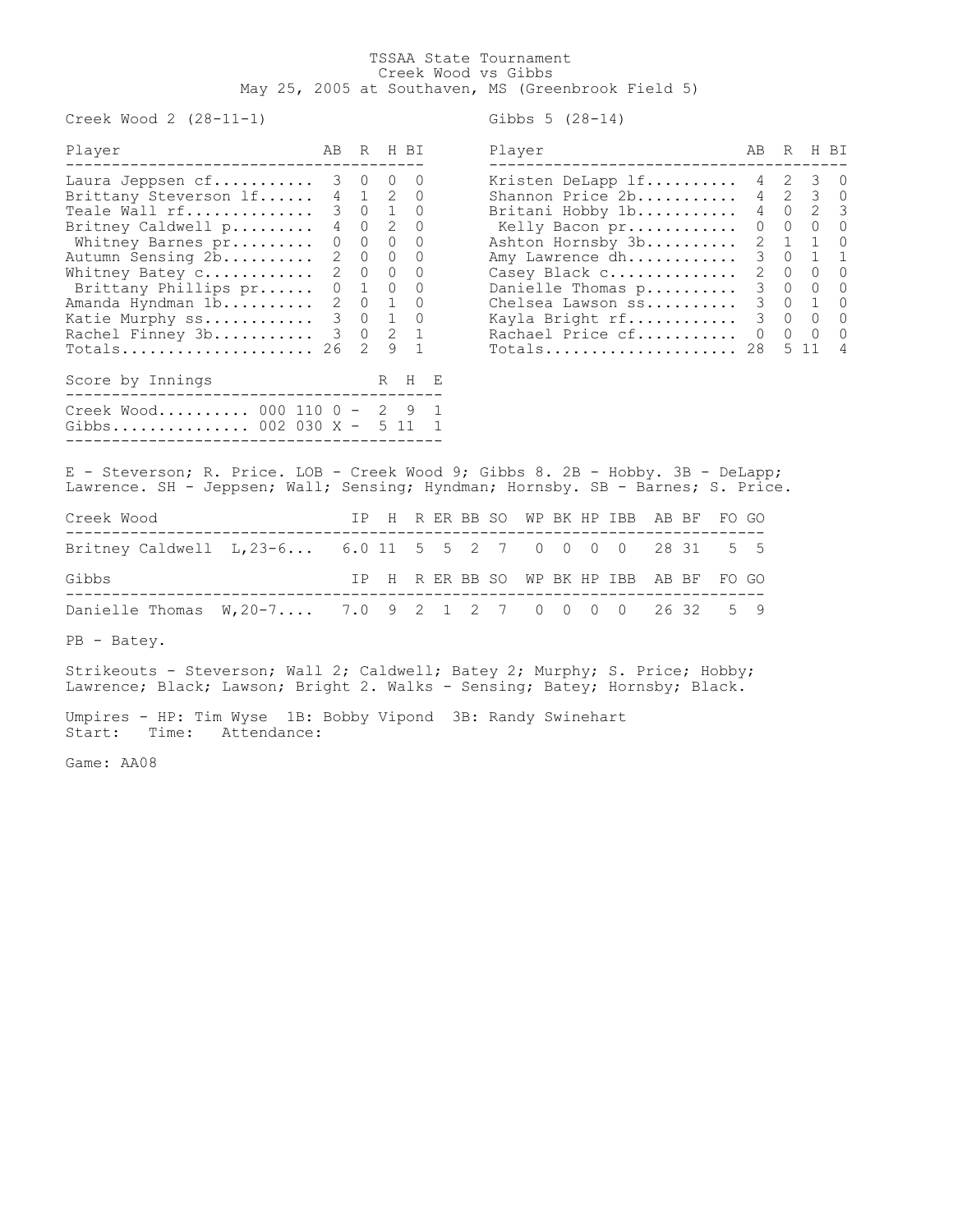# TSSAA State Tournament
## Creek Wood vs Gibbs
May 25, 2005 at Southaven, MS (Greenbrook Field 5)

**Creek Wood 2 (28-11-1)**

| Player | AB | R | H | BI |
|---|---|---|---|---|
| Laura Jeppsen cf | 3 | 0 | 0 | 0 |
| Brittany Steverson lf | 4 | 1 | 2 | 0 |
| Teale Wall rf | 3 | 0 | 1 | 0 |
| Britney Caldwell p | 4 | 0 | 2 | 0 |
| Whitney Barnes pr | 0 | 0 | 0 | 0 |
| Autumn Sensing 2b | 2 | 0 | 0 | 0 |
| Whitney Batey c | 2 | 0 | 0 | 0 |
| Brittany Phillips pr | 0 | 1 | 0 | 0 |
| Amanda Hyndman 1b | 2 | 0 | 1 | 0 |
| Katie Murphy ss | 3 | 0 | 1 | 0 |
| Rachel Finney 3b | 3 | 0 | 2 | 1 |
| Totals | 26 | 2 | 9 | 1 |

**Gibbs 5 (28-14)**

| Player | AB | R | H | BI |
|---|---|---|---|---|
| Kristen DeLapp lf | 4 | 2 | 3 | 0 |
| Shannon Price 2b | 4 | 2 | 3 | 0 |
| Britani Hobby 1b | 4 | 0 | 2 | 3 |
| Kelly Bacon pr | 0 | 0 | 0 | 0 |
| Ashton Hornsby 3b | 2 | 1 | 1 | 0 |
| Amy Lawrence dh | 3 | 0 | 1 | 1 |
| Casey Black c | 2 | 0 | 0 | 0 |
| Danielle Thomas p | 3 | 0 | 0 | 0 |
| Chelsea Lawson ss | 3 | 0 | 1 | 0 |
| Kayla Bright rf | 3 | 0 | 0 | 0 |
| Rachael Price cf | 0 | 0 | 0 | 0 |
| Totals | 28 | 5 | 11 | 4 |

| Score by Innings | | R | H | E |
|---|---|---|---|---|
| Creek Wood | 000 110 0 - | 2 | 9 | 1 |
| Gibbs | 002 030 X - | 5 | 11 | 1 |

E - Steverson; R. Price. LOB - Creek Wood 9; Gibbs 8. 2B - Hobby. 3B - DeLapp; Lawrence. SH - Jeppsen; Wall; Sensing; Hyndman; Hornsby. SB - Barnes; S. Price.

| Creek Wood | IP | H | R | ER | BB | SO | WP | BK | HP | IBB | AB | BF | FO | GO |
|---|---|---|---|---|---|---|---|---|---|---|---|---|---|---|
| Britney Caldwell L,23-6 | 6.0 | 11 | 5 | 5 | 2 | 7 | 0 | 0 | 0 | 0 | 28 | 31 | 5 | 5 |

| Gibbs | IP | H | R | ER | BB | SO | WP | BK | HP | IBB | AB | BF | FO | GO |
|---|---|---|---|---|---|---|---|---|---|---|---|---|---|---|
| Danielle Thomas W,20-7 | 7.0 | 9 | 2 | 1 | 2 | 7 | 0 | 0 | 0 | 0 | 26 | 32 | 5 | 9 |

PB - Batey.

Strikeouts - Steverson; Wall 2; Caldwell; Batey 2; Murphy; S. Price; Hobby; Lawrence; Black; Lawson; Bright 2. Walks - Sensing; Batey; Hornsby; Black.

Umpires - HP: Tim Wyse 1B: Bobby Vipond 3B: Randy Swinehart
Start: Time: Attendance:

Game: AA08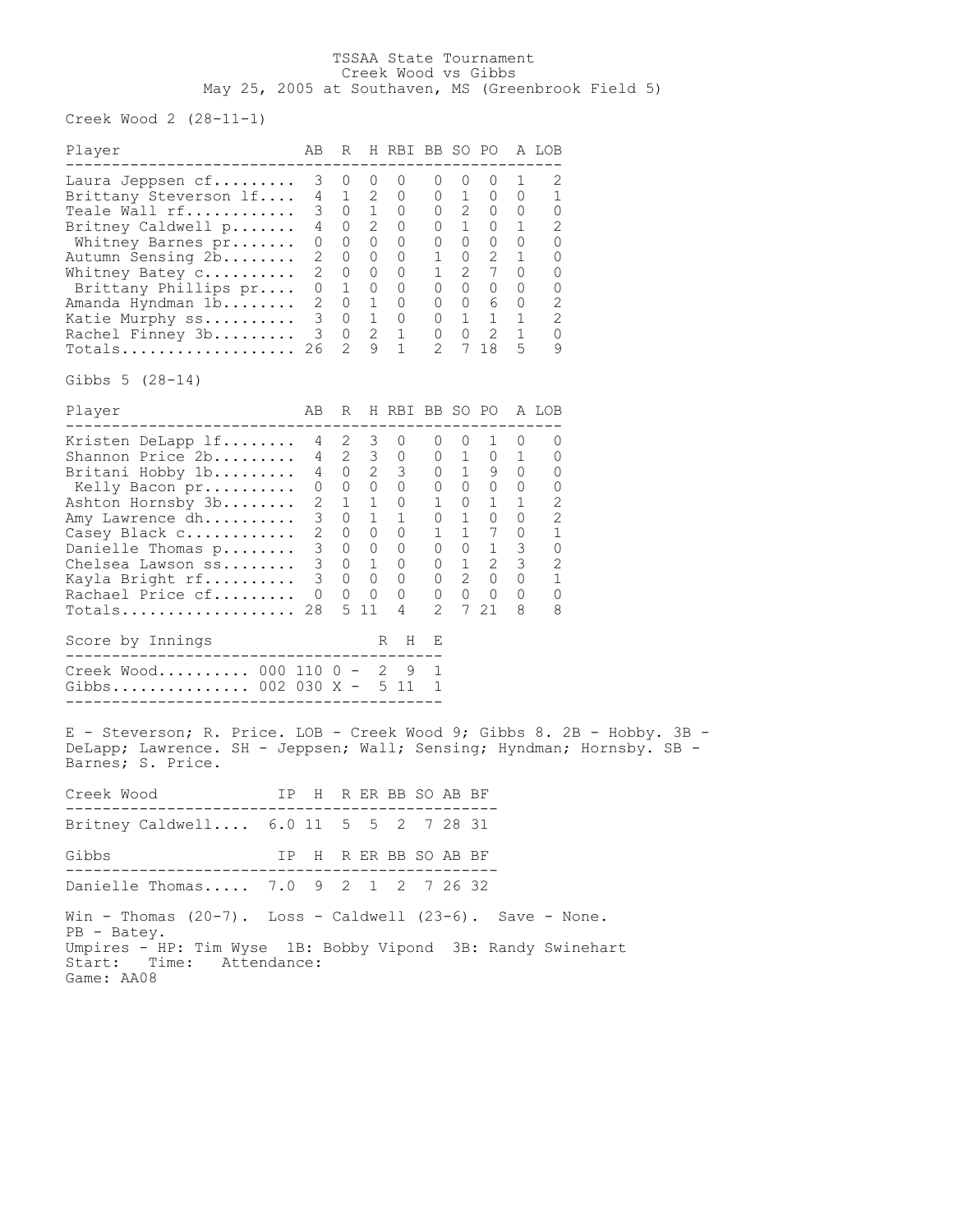TSSAA State Tournament
Creek Wood vs Gibbs
May 25, 2005 at Southaven, MS (Greenbrook Field 5)

Creek Wood 2 (28-11-1)

| Player | AB | R | H | RBI | BB | SO | PO | A | LOB |
|---|---|---|---|---|---|---|---|---|---|
| Laura Jeppsen cf | 3 | 0 | 0 | 0 | 0 | 0 | 0 | 1 | 2 |
| Brittany Steverson lf | 4 | 1 | 2 | 0 | 0 | 1 | 0 | 0 | 1 |
| Teale Wall rf | 3 | 0 | 1 | 0 | 0 | 2 | 0 | 0 | 0 |
| Britney Caldwell p | 4 | 0 | 2 | 0 | 0 | 1 | 0 | 1 | 2 |
| Whitney Barnes pr | 0 | 0 | 0 | 0 | 0 | 0 | 0 | 0 | 0 |
| Autumn Sensing 2b | 2 | 0 | 0 | 0 | 1 | 0 | 2 | 1 | 0 |
| Whitney Batey c | 2 | 0 | 0 | 0 | 1 | 2 | 7 | 0 | 0 |
| Brittany Phillips pr | 0 | 1 | 0 | 0 | 0 | 0 | 0 | 0 | 0 |
| Amanda Hyndman 1b | 2 | 0 | 1 | 0 | 0 | 0 | 6 | 0 | 2 |
| Katie Murphy ss | 3 | 0 | 1 | 0 | 0 | 1 | 1 | 1 | 2 |
| Rachel Finney 3b | 3 | 0 | 2 | 1 | 0 | 0 | 2 | 1 | 0 |
| Totals | 26 | 2 | 9 | 1 | 2 | 7 | 18 | 5 | 9 |

Gibbs 5 (28-14)

| Player | AB | R | H | RBI | BB | SO | PO | A | LOB |
|---|---|---|---|---|---|---|---|---|---|
| Kristen DeLapp lf | 4 | 2 | 3 | 0 | 0 | 0 | 1 | 0 | 0 |
| Shannon Price 2b | 4 | 2 | 3 | 0 | 0 | 1 | 0 | 1 | 0 |
| Britani Hobby 1b | 4 | 0 | 2 | 3 | 0 | 1 | 9 | 0 | 0 |
| Kelly Bacon pr | 0 | 0 | 0 | 0 | 0 | 0 | 0 | 0 | 0 |
| Ashton Hornsby 3b | 2 | 1 | 1 | 0 | 1 | 0 | 1 | 1 | 2 |
| Amy Lawrence dh | 3 | 0 | 1 | 1 | 0 | 1 | 0 | 0 | 2 |
| Casey Black c | 2 | 0 | 0 | 0 | 1 | 1 | 7 | 0 | 1 |
| Danielle Thomas p | 3 | 0 | 0 | 0 | 0 | 0 | 1 | 3 | 0 |
| Chelsea Lawson ss | 3 | 0 | 1 | 0 | 0 | 1 | 2 | 3 | 2 |
| Kayla Bright rf | 3 | 0 | 0 | 0 | 0 | 2 | 0 | 0 | 1 |
| Rachael Price cf | 0 | 0 | 0 | 0 | 0 | 0 | 0 | 0 | 0 |
| Totals | 28 | 5 | 11 | 4 | 2 | 7 | 21 | 8 | 8 |

| Score by Innings | | R | H | E |
|---|---|---|---|---|
| Creek Wood | 000 110 0 | 2 | 9 | 1 |
| Gibbs | 002 030 X | 5 | 11 | 1 |

E - Steverson; R. Price. LOB - Creek Wood 9; Gibbs 8. 2B - Hobby. 3B - DeLapp; Lawrence. SH - Jeppsen; Wall; Sensing; Hyndman; Hornsby. SB - Barnes; S. Price.

| Creek Wood | IP | H | R | ER | BB | SO | AB | BF |
|---|---|---|---|---|---|---|---|---|
| Britney Caldwell | 6.0 | 11 | 5 | 5 | 2 | 7 | 28 | 31 |

| Gibbs | IP | H | R | ER | BB | SO | AB | BF |
|---|---|---|---|---|---|---|---|---|
| Danielle Thomas | 7.0 | 9 | 2 | 1 | 2 | 7 | 26 | 32 |

Win - Thomas (20-7). Loss - Caldwell (23-6). Save - None.
PB - Batey.
Umpires - HP: Tim Wyse 1B: Bobby Vipond 3B: Randy Swinehart
Start: Time: Attendance:
Game: AA08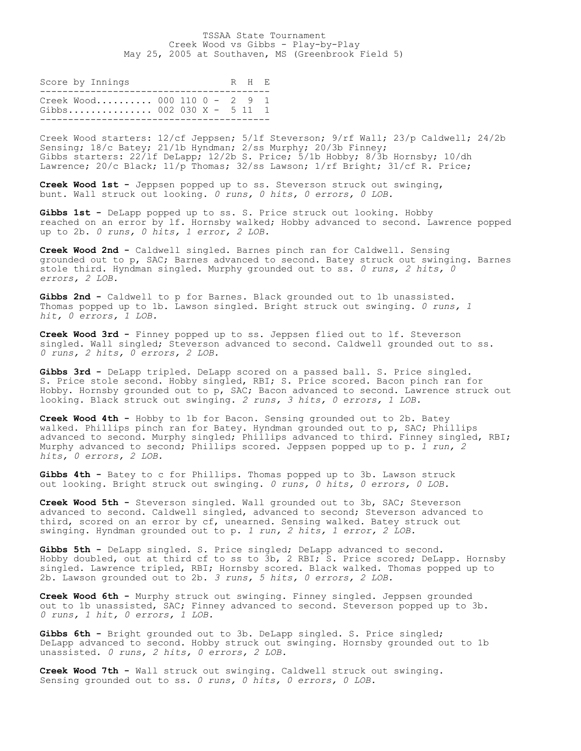TSSAA State Tournament
Creek Wood vs Gibbs - Play-by-Play
May 25, 2005 at Southaven, MS (Greenbrook Field 5)

| Score by Innings | | R | H | E |
|---|---|---|---|---|
| Creek Wood | 000 110 0 | 2 | 9 | 1 |
| Gibbs | 002 030 X | 5 | 11 | 1 |

Creek Wood starters: 12/cf Jeppsen; 5/lf Steverson; 9/rf Wall; 23/p Caldwell; 24/2b Sensing; 18/c Batey; 21/1b Hyndman; 2/ss Murphy; 20/3b Finney;
Gibbs starters: 22/lf DeLapp; 12/2b S. Price; 5/1b Hobby; 8/3b Hornsby; 10/dh Lawrence; 20/c Black; 11/p Thomas; 32/ss Lawson; 1/rf Bright; 31/cf R. Price;

**Creek Wood 1st -** Jeppsen popped up to ss. Steverson struck out swinging, bunt. Wall struck out looking. *0 runs, 0 hits, 0 errors, 0 LOB.*

**Gibbs 1st -** DeLapp popped up to ss. S. Price struck out looking. Hobby reached on an error by lf. Hornsby walked; Hobby advanced to second. Lawrence popped up to 2b. *0 runs, 0 hits, 1 error, 2 LOB.*

**Creek Wood 2nd -** Caldwell singled. Barnes pinch ran for Caldwell. Sensing grounded out to p, SAC; Barnes advanced to second. Batey struck out swinging. Barnes stole third. Hyndman singled. Murphy grounded out to ss. *0 runs, 2 hits, 0 errors, 2 LOB.*

**Gibbs 2nd -** Caldwell to p for Barnes. Black grounded out to 1b unassisted. Thomas popped up to 1b. Lawson singled. Bright struck out swinging. *0 runs, 1 hit, 0 errors, 1 LOB.*

**Creek Wood 3rd -** Finney popped up to ss. Jeppsen flied out to lf. Steverson singled. Wall singled; Steverson advanced to second. Caldwell grounded out to ss. *0 runs, 2 hits, 0 errors, 2 LOB.*

**Gibbs 3rd -** DeLapp tripled. DeLapp scored on a passed ball. S. Price singled. S. Price stole second. Hobby singled, RBI; S. Price scored. Bacon pinch ran for Hobby. Hornsby grounded out to p, SAC; Bacon advanced to second. Lawrence struck out looking. Black struck out swinging. *2 runs, 3 hits, 0 errors, 1 LOB.*

**Creek Wood 4th -** Hobby to 1b for Bacon. Sensing grounded out to 2b. Batey walked. Phillips pinch ran for Batey. Hyndman grounded out to p, SAC; Phillips advanced to second. Murphy singled; Phillips advanced to third. Finney singled, RBI; Murphy advanced to second; Phillips scored. Jeppsen popped up to p. *1 run, 2 hits, 0 errors, 2 LOB.*

**Gibbs 4th -** Batey to c for Phillips. Thomas popped up to 3b. Lawson struck out looking. Bright struck out swinging. *0 runs, 0 hits, 0 errors, 0 LOB.*

**Creek Wood 5th -** Steverson singled. Wall grounded out to 3b, SAC; Steverson advanced to second. Caldwell singled, advanced to second; Steverson advanced to third, scored on an error by cf, unearned. Sensing walked. Batey struck out swinging. Hyndman grounded out to p. *1 run, 2 hits, 1 error, 2 LOB.*

**Gibbs 5th -** DeLapp singled. S. Price singled; DeLapp advanced to second. Hobby doubled, out at third cf to ss to 3b, 2 RBI; S. Price scored; DeLapp. Hornsby singled. Lawrence tripled, RBI; Hornsby scored. Black walked. Thomas popped up to 2b. Lawson grounded out to 2b. *3 runs, 5 hits, 0 errors, 2 LOB.*

**Creek Wood 6th -** Murphy struck out swinging. Finney singled. Jeppsen grounded out to 1b unassisted, SAC; Finney advanced to second. Steverson popped up to 3b. *0 runs, 1 hit, 0 errors, 1 LOB.*

**Gibbs 6th -** Bright grounded out to 3b. DeLapp singled. S. Price singled; DeLapp advanced to second. Hobby struck out swinging. Hornsby grounded out to 1b unassisted. *0 runs, 2 hits, 0 errors, 2 LOB.*

**Creek Wood 7th -** Wall struck out swinging. Caldwell struck out swinging. Sensing grounded out to ss. *0 runs, 0 hits, 0 errors, 0 LOB.*